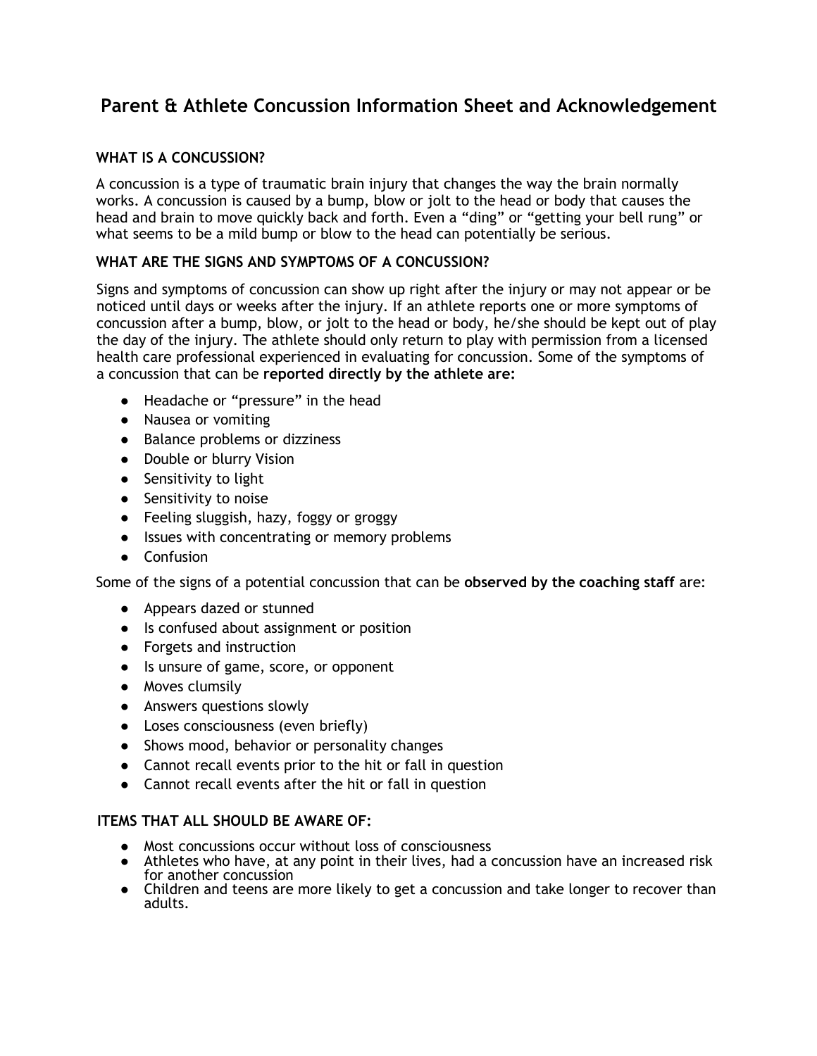# Parent & Athlete Concussion Information Sheet and Acknowledgement

### WHAT IS A CONCUSSION?

A concussion is a type of traumatic brain injury that changes the way the brain normally works. A concussion is caused by a bump, blow or jolt to the head or body that causes the head and brain to move quickly back and forth. Even a "ding" or "getting your bell rung" or what seems to be a mild bump or blow to the head can potentially be serious.

### WHAT ARE THE SIGNS AND SYMPTOMS OF A CONCUSSION?

Signs and symptoms of concussion can show up right after the injury or may not appear or be noticed until days or weeks after the injury. If an athlete reports one or more symptoms of concussion after a bump, blow, or jolt to the head or body, he/she should be kept out of play the day of the injury. The athlete should only return to play with permission from a licensed health care professional experienced in evaluating for concussion. Some of the symptoms of a concussion that can be **reported directly by the athlete are:**

- Headache or "pressure" in the head
- Nausea or vomiting
- Balance problems or dizziness
- Double or blurry Vision
- Sensitivity to light
- Sensitivity to noise
- Feeling sluggish, hazy, foggy or groggy
- Issues with concentrating or memory problems
- Confusion

Some of the signs of a potential concussion that can be **observed by the coaching staff** are:

- Appears dazed or stunned
- Is confused about assignment or position
- Forgets and instruction
- Is unsure of game, score, or opponent
- Moves clumsily
- Answers questions slowly
- Loses consciousness (even briefly)
- Shows mood, behavior or personality changes
- Cannot recall events prior to the hit or fall in question
- Cannot recall events after the hit or fall in question

### ITEMS THAT ALL SHOULD BE AWARE OF:

- Most concussions occur without loss of consciousness
- Athletes who have, at any point in their lives, had a concussion have an increased risk for another concussion
- Children and teens are more likely to get a concussion and take longer to recover than adults.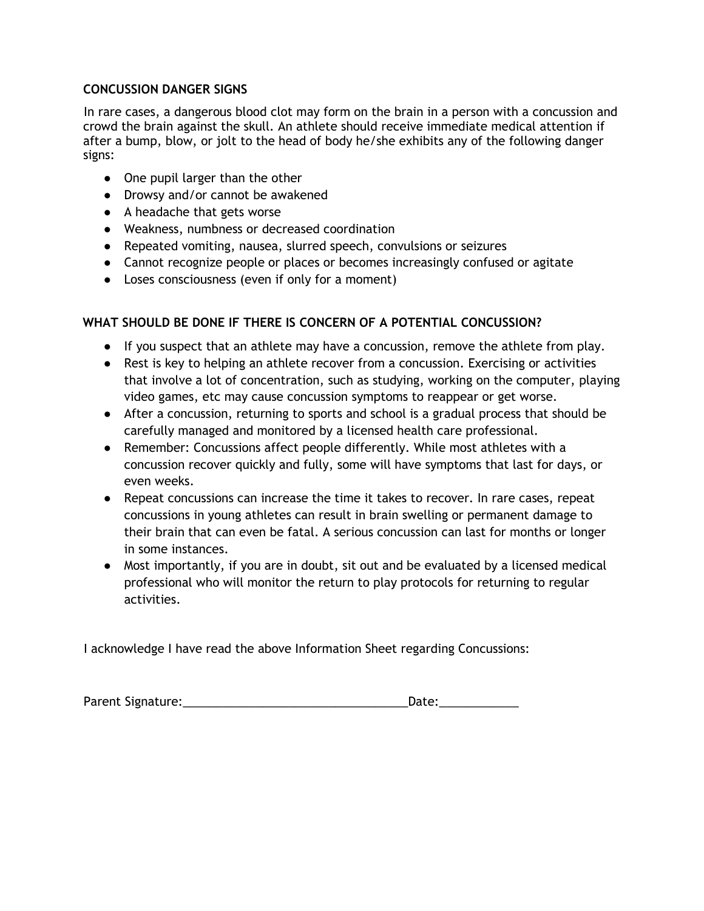**CONCUSSION DANGER SIGNS**

In rare cases, a dangerous blood clot may form on the brain in a person with a concussion and crowd the brain against the skull. An athlete should receive immediate medical attention if after a bump, blow, or jolt to the head of body he/she exhibits any of the following danger signs:

- One pupil larger than the other
- Drowsy and/or cannot be awakened
- A headache that gets worse
- Weakness, numbness or decreased coordination
- Repeated vomiting, nausea, slurred speech, convulsions or seizures
- Cannot recognize people or places or becomes increasingly confused or agitate
- Loses consciousness (even if only for a moment)

**WHAT SHOULD BE DONE IF THERE IS CONCERN OF A POTENTIAL CONCUSSION?**

- If you suspect that an athlete may have a concussion, remove the athlete from play.
- Rest is key to helping an athlete recover from a concussion. Exercising or activities that involve a lot of concentration, such as studying, working on the computer, playing video games, etc may cause concussion symptoms to reappear or get worse.
- After a concussion, returning to sports and school is a gradual process that should be carefully managed and monitored by a licensed health care professional.
- Remember: Concussions affect people differently. While most athletes with a concussion recover quickly and fully, some will have symptoms that last for days, or even weeks.
- Repeat concussions can increase the time it takes to recover. In rare cases, repeat concussions in young athletes can result in brain swelling or permanent damage to their brain that can even be fatal. A serious concussion can last for months or longer in some instances.
- Most importantly, if you are in doubt, sit out and be evaluated by a licensed medical professional who will monitor the return to play protocols for returning to regular activities.

I acknowledge I have read the above Information Sheet regarding Concussions:

Parent Signature:________________________________Date:___________